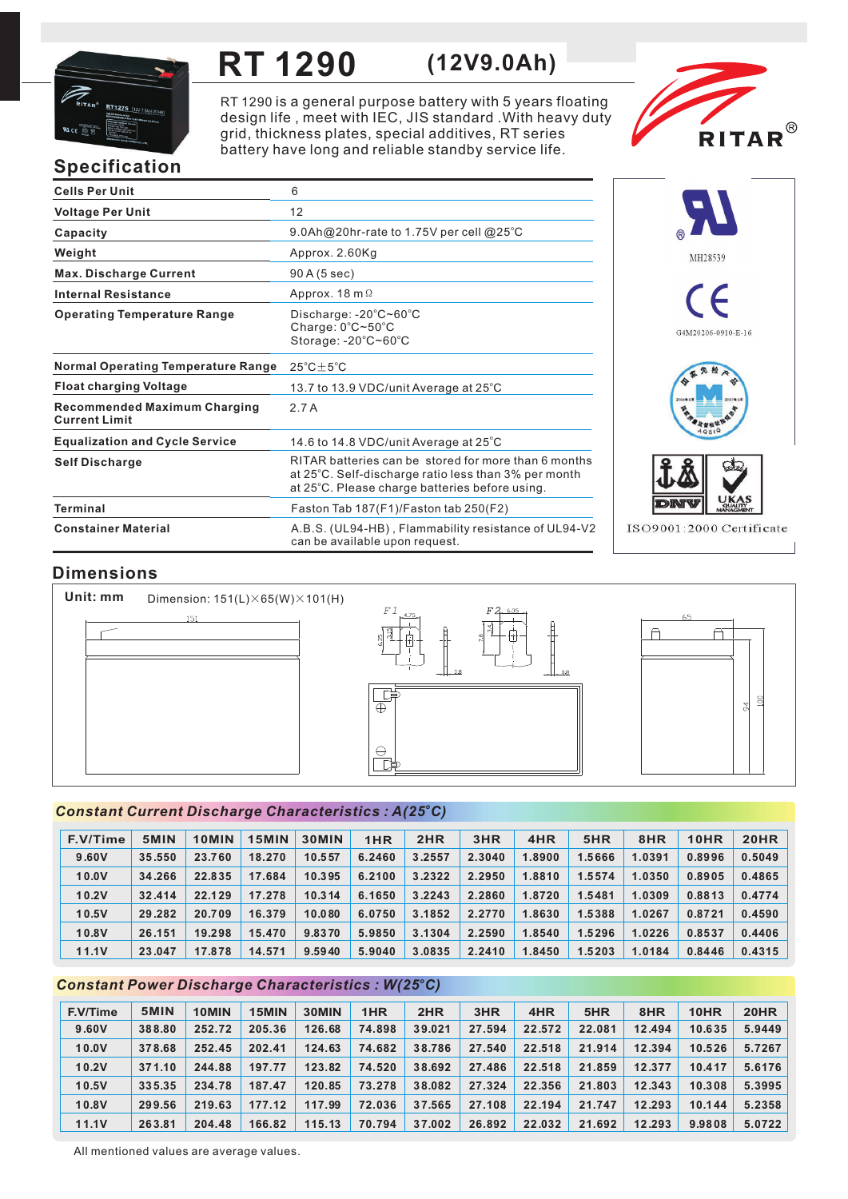# RT 1290 (12V9.0Ah)

RT 1290 is a general purpose battery with 5 years floating design life , meet with IEC, JIS standard .With heavy duty grid, thickness plates, special additives, RT series battery have long and reliable standby service life.

RITAR®

## Specification

| | |
|---|---|
| **Cells Per Unit** | 6 |
| **Voltage Per Unit** | 12 |
| **Capacity** | 9.0Ah@20hr-rate to 1.75V per cell @25℃ |
| **Weight** | Approx. 2.60Kg |
| **Max. Discharge Current** | 90 A (5 sec) |
| **Internal Resistance** | Approx. 18 mΩ |
| **Operating Temperature Range** | Discharge: -20℃~60℃<br>Charge: 0℃~50℃<br>Storage: -20℃~60℃ |
| **Normal Operating Temperature Range** | 25℃±5℃ |
| **Float charging Voltage** | 13.7 to 13.9 VDC/unit Average at 25℃ |
| **Recommended Maximum Charging Current Limit** | 2.7 A |
| **Equalization and Cycle Service** | 14.6 to 14.8 VDC/unit Average at 25℃ |
| **Self Discharge** | RITAR batteries can be stored for more than 6 months at 25℃. Self-discharge ratio less than 3% per month at 25℃. Please charge batteries before using. |
| **Terminal** | Faston Tab 187(F1)/Faston tab 250(F2) |
| **Constainer Material** | A.B.S. (UL94-HB) , Flammability resistance of UL94-V2 can be available upon request. |

MH28539

G4M20206-0910-E-16

ISO9001:2000 Certificate

## Dimensions

**Unit: mm** Dimension: 151(L)×65(W)×101(H)

## Constant Current Discharge Characteristics : A(25℃)

| F.V/Time | 5MIN | 10MIN | 15MIN | 30MIN | 1HR | 2HR | 3HR | 4HR | 5HR | 8HR | 10HR | 20HR |
|---|---|---|---|---|---|---|---|---|---|---|---|---|
| 9.60V | 35.550 | 23.760 | 18.270 | 10.557 | 6.2460 | 3.2557 | 2.3040 | 1.8900 | 1.5666 | 1.0391 | 0.8996 | 0.5049 |
| 10.0V | 34.266 | 22.835 | 17.684 | 10.395 | 6.2100 | 3.2322 | 2.2950 | 1.8810 | 1.5574 | 1.0350 | 0.8905 | 0.4865 |
| 10.2V | 32.414 | 22.129 | 17.278 | 10.314 | 6.1650 | 3.2243 | 2.2860 | 1.8720 | 1.5481 | 1.0309 | 0.8813 | 0.4774 |
| 10.5V | 29.282 | 20.709 | 16.379 | 10.080 | 6.0750 | 3.1852 | 2.2770 | 1.8630 | 1.5388 | 1.0267 | 0.8721 | 0.4590 |
| 10.8V | 26.151 | 19.298 | 15.470 | 9.8370 | 5.9850 | 3.1304 | 2.2590 | 1.8540 | 1.5296 | 1.0226 | 0.8537 | 0.4406 |
| 11.1V | 23.047 | 17.878 | 14.571 | 9.5940 | 5.9040 | 3.0835 | 2.2410 | 1.8450 | 1.5203 | 1.0184 | 0.8446 | 0.4315 |

## Constant Power Discharge Characteristics : W(25℃)

| F.V/Time | 5MIN | 10MIN | 15MIN | 30MIN | 1HR | 2HR | 3HR | 4HR | 5HR | 8HR | 10HR | 20HR |
|---|---|---|---|---|---|---|---|---|---|---|---|---|
| 9.60V | 388.80 | 252.72 | 205.36 | 126.68 | 74.898 | 39.021 | 27.594 | 22.572 | 22.081 | 12.494 | 10.635 | 5.9449 |
| 10.0V | 378.68 | 252.45 | 202.41 | 124.63 | 74.682 | 38.786 | 27.540 | 22.518 | 21.914 | 12.394 | 10.526 | 5.7267 |
| 10.2V | 371.10 | 244.88 | 197.77 | 123.82 | 74.520 | 38.692 | 27.486 | 22.518 | 21.859 | 12.377 | 10.417 | 5.6176 |
| 10.5V | 335.35 | 234.78 | 187.47 | 120.85 | 73.278 | 38.082 | 27.324 | 22.356 | 21.803 | 12.343 | 10.308 | 5.3995 |
| 10.8V | 299.56 | 219.63 | 177.12 | 117.99 | 72.036 | 37.565 | 27.108 | 22.194 | 21.747 | 12.293 | 10.144 | 5.2358 |
| 11.1V | 263.81 | 204.48 | 166.82 | 115.13 | 70.794 | 37.002 | 26.892 | 22.032 | 21.692 | 12.293 | 9.9808 | 5.0722 |

All mentioned values are average values.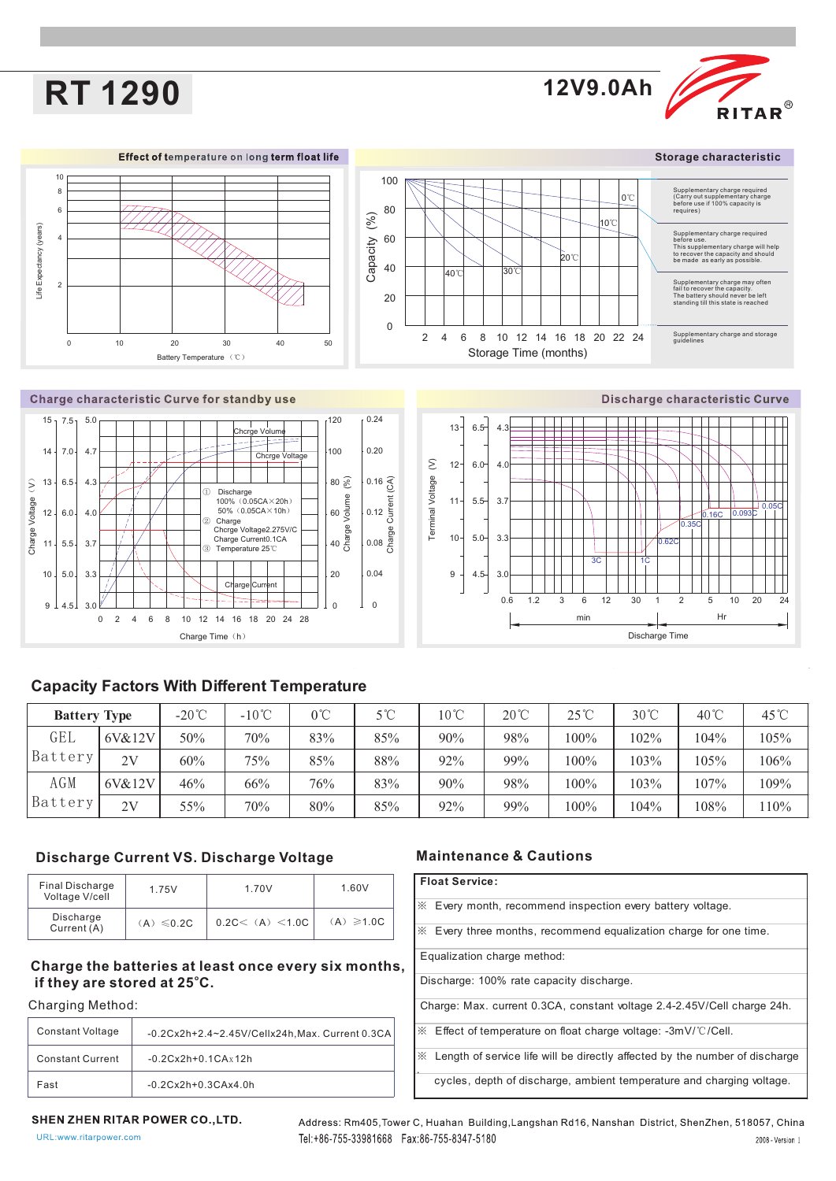# RT 1290

12V9.0Ah

RITAR®

## Effect of temperature on long term float life

Life Expectancy (years)

10
8
6
4
2

0 10 20 30 40 50

Battery Temperature （℃）

## Storage characteristic

Capacity (%)

100
80
60
40
20
0

2 4 6 8 10 12 14 16 18 20 22 24

Storage Time (months)

0℃
10℃
20℃
30℃
40℃

Supplementary charge required (Carry out supplementary charge before use if 100% capacity is requires)

Supplementary charge required before use. This supplementary charge will help to recover the capacity and should be made as early as possible.

Supplementary charge may often fail to recover the capacity. The battery should never be left standing till this state is reached

Supplementary charge and storage guidelines

## Charge characteristic Curve for standby use

Charge Voltage (V)

15 7.5 5.0
14 7.0 4.7
13 6.5 4.3
12 6.0 4.0
11 5.5 3.7
10 5.0 3.3
9 4.5 3.0

Charge Volume (%)

120 100 80 60 40 20 0

Charge Current (CA)

0.24 0.20 0.16 0.12 0.08 0.04 0

0 2 4 6 8 10 12 14 16 18 20 24 28

Charge Time（h）

Chcrge Volume

Chcrge Voltage

Charge Current

① Discharge
100%（0.05CA×20h）
50%（0.05CA×10h）
② Charge
Chcrge Voltage2.275V/C
Charge Current0.1CA
③ Temperature 25℃

## Discharge characteristic Curve

Terminal Voltage (V)

13 6.5 4.3
12 6.0 4.0
11 5.5 3.7
10 5.0 3.3
9 4.5 3.0

0.6 1.2 3 6 12 30 1 2 5 10 20 24

min Hr

Discharge Time

3C 1C 0.62C 0.35C 0.16C 0.093C 0.05C

## Capacity Factors With Different Temperature

| Battery Type | | -20℃ | -10℃ | 0℃ | 5℃ | 10℃ | 20℃ | 25℃ | 30℃ | 40℃ | 45℃ |
|---|---|---|---|---|---|---|---|---|---|---|---|
| GEL Battery | 6V&12V | 50% | 70% | 83% | 85% | 90% | 98% | 100% | 102% | 104% | 105% |
| | 2V | 60% | 75% | 85% | 88% | 92% | 99% | 100% | 103% | 105% | 106% |
| AGM Battery | 6V&12V | 46% | 66% | 76% | 83% | 90% | 98% | 100% | 103% | 107% | 109% |
| | 2V | 55% | 70% | 80% | 85% | 92% | 99% | 100% | 104% | 108% | 110% |

## Discharge Current VS. Discharge Voltage

| Final Discharge Voltage V/cell | 1.75V | 1.70V | 1.60V |
|---|---|---|---|
| Discharge Current (A) | （A）≤0.2C | 0.2C<（A）<1.0C | （A）≥1.0C |

## Charge the batteries at least once every six months, if they are stored at 25°C.

Charging Method:

| | |
|---|---|
| Constant Voltage | -0.2Cx2h+2.4~2.45V/Cellx24h,Max. Current 0.3CA |
| Constant Current | -0.2Cx2h+0.1CAx12h |
| Fast | -0.2Cx2h+0.3CAx4.0h |

## Maintenance & Cautions

**Float Service:**

※ Every month, recommend inspection every battery voltage.

※ Every three months, recommend equalization charge for one time.

Equalization charge method:

Discharge: 100% rate capacity discharge.

Charge: Max. current 0.3CA, constant voltage 2.4-2.45V/Cell charge 24h.

※ Effect of temperature on float charge voltage: -3mV/℃/Cell.

※ Length of service life will be directly affected by the number of discharge cycles, depth of discharge, ambient temperature and charging voltage.

**SHEN ZHEN RITAR POWER CO.,LTD.**

URL:www.ritarpower.com

Address: Rm405,Tower C, Huahan Building,Langshan Rd16, Nanshan District, ShenZhen, 518057, China

Tel:+86-755-33981668 Fax:86-755-8347-5180

2008-Version 1